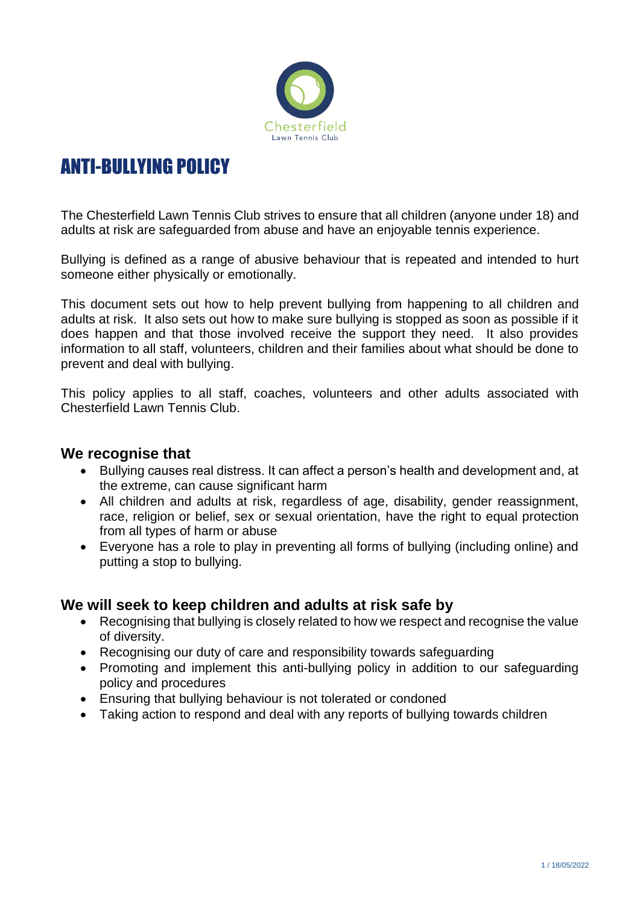# ANTI-BULLYING POLICY

The Chesterfield Lawn Tennis Club strives to ensure that all children (anyone under 18) and adults at risk are safeguarded from abuse and have an enjoyable tennis experience.

Bullying is defined as a range of abusive behaviour that is repeated and intended to hurt someone either physically or emotionally.

This document sets out how to help prevent bullying from happening to all children and adults at risk. It also sets out how to make sure bullying is stopped as soon as possible if it does happen and that those involved receive the support they need. It also provides information to all staff, volunteers, children and their families about what should be done to prevent and deal with bullying.

This policy applies to all staff, coaches, volunteers and other adults associated with Chesterfield Lawn Tennis Club.

## We recognise that

- Bullying causes real distress. It can affect a person's health and development and, at the extreme, can cause significant harm
- All children and adults at risk, regardless of age, disability, gender reassignment, race, religion or belief, sex or sexual orientation, have the right to equal protection from all types of harm or abuse
- Everyone has a role to play in preventing all forms of bullying (including online) and putting a stop to bullying.

## We will seek to keep children and adults at risk safe by

- Recognising that bullying is closely related to how we respect and recognise the value of diversity.
- Recognising our duty of care and responsibility towards safeguarding
- Promoting and implement this anti-bullying policy in addition to our safeguarding policy and procedures
- Ensuring that bullying behaviour is not tolerated or condoned
- Taking action to respond and deal with any reports of bullying towards children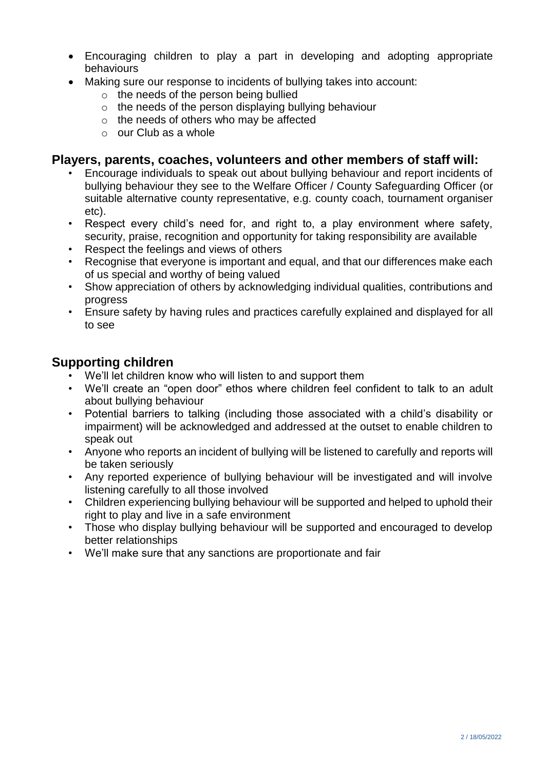- Encouraging children to play a part in developing and adopting appropriate behaviours
- Making sure our response to incidents of bullying takes into account:
  - the needs of the person being bullied
  - the needs of the person displaying bullying behaviour
  - the needs of others who may be affected
  - our Club as a whole

## Players, parents, coaches, volunteers and other members of staff will:

- Encourage individuals to speak out about bullying behaviour and report incidents of bullying behaviour they see to the Welfare Officer / County Safeguarding Officer (or suitable alternative county representative, e.g. county coach, tournament organiser etc).
- Respect every child's need for, and right to, a play environment where safety, security, praise, recognition and opportunity for taking responsibility are available
- Respect the feelings and views of others
- Recognise that everyone is important and equal, and that our differences make each of us special and worthy of being valued
- Show appreciation of others by acknowledging individual qualities, contributions and progress
- Ensure safety by having rules and practices carefully explained and displayed for all to see

## Supporting children

- We'll let children know who will listen to and support them
- We'll create an "open door" ethos where children feel confident to talk to an adult about bullying behaviour
- Potential barriers to talking (including those associated with a child's disability or impairment) will be acknowledged and addressed at the outset to enable children to speak out
- Anyone who reports an incident of bullying will be listened to carefully and reports will be taken seriously
- Any reported experience of bullying behaviour will be investigated and will involve listening carefully to all those involved
- Children experiencing bullying behaviour will be supported and helped to uphold their right to play and live in a safe environment
- Those who display bullying behaviour will be supported and encouraged to develop better relationships
- We'll make sure that any sanctions are proportionate and fair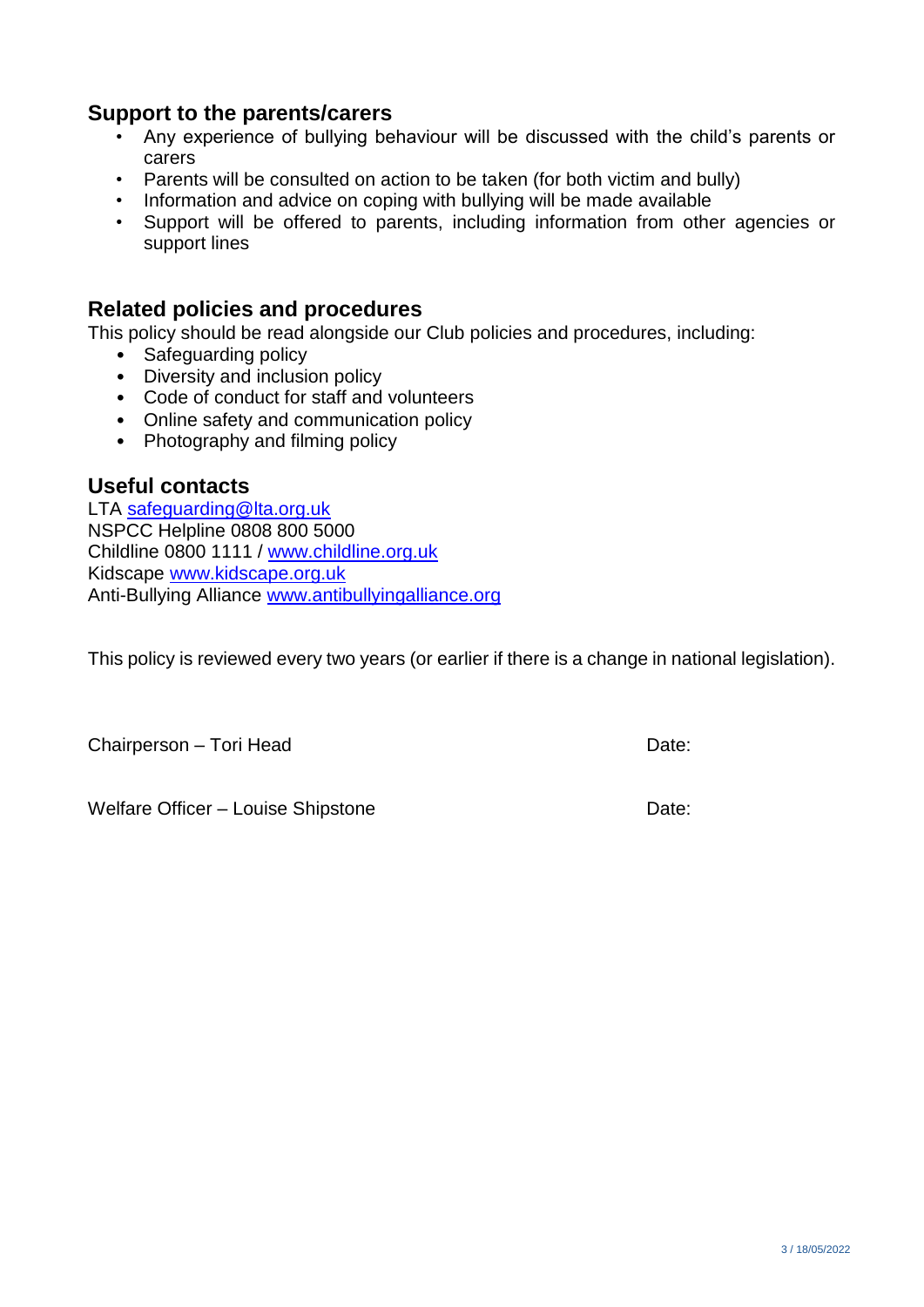## Support to the parents/carers

- Any experience of bullying behaviour will be discussed with the child's parents or carers
- Parents will be consulted on action to be taken (for both victim and bully)
- Information and advice on coping with bullying will be made available
- Support will be offered to parents, including information from other agencies or support lines

## Related policies and procedures

This policy should be read alongside our Club policies and procedures, including:

- Safeguarding policy
- Diversity and inclusion policy
- Code of conduct for staff and volunteers
- Online safety and communication policy
- Photography and filming policy

## Useful contacts

LTA safeguarding@lta.org.uk
NSPCC Helpline 0808 800 5000
Childline 0800 1111 / www.childline.org.uk
Kidscape www.kidscape.org.uk
Anti-Bullying Alliance www.antibullyingalliance.org

This policy is reviewed every two years (or earlier if there is a change in national legislation).

Chairperson – Tori Head Date:

Welfare Officer – Louise Shipstone Date: